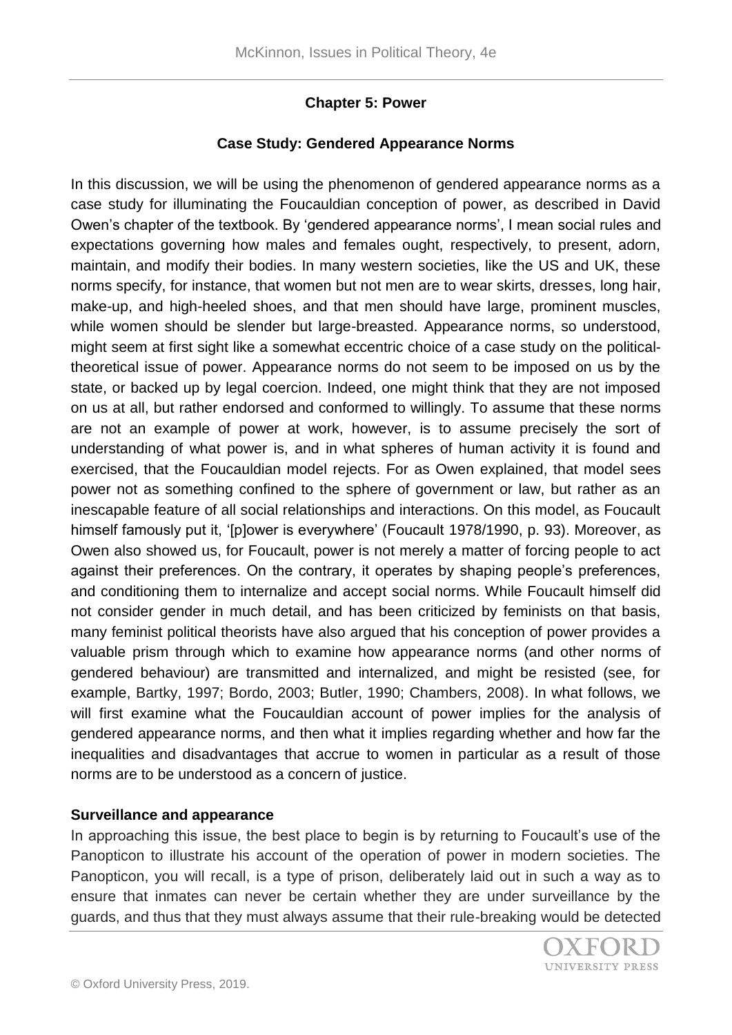## Chapter 5: Power

### Case Study: Gendered Appearance Norms

In this discussion, we will be using the phenomenon of gendered appearance norms as a case study for illuminating the Foucauldian conception of power, as described in David Owen's chapter of the textbook. By 'gendered appearance norms', I mean social rules and expectations governing how males and females ought, respectively, to present, adorn, maintain, and modify their bodies. In many western societies, like the US and UK, these norms specify, for instance, that women but not men are to wear skirts, dresses, long hair, make-up, and high-heeled shoes, and that men should have large, prominent muscles, while women should be slender but large-breasted. Appearance norms, so understood, might seem at first sight like a somewhat eccentric choice of a case study on the political-theoretical issue of power. Appearance norms do not seem to be imposed on us by the state, or backed up by legal coercion. Indeed, one might think that they are not imposed on us at all, but rather endorsed and conformed to willingly. To assume that these norms are not an example of power at work, however, is to assume precisely the sort of understanding of what power is, and in what spheres of human activity it is found and exercised, that the Foucauldian model rejects. For as Owen explained, that model sees power not as something confined to the sphere of government or law, but rather as an inescapable feature of all social relationships and interactions. On this model, as Foucault himself famously put it, '[p]ower is everywhere' (Foucault 1978/1990, p. 93). Moreover, as Owen also showed us, for Foucault, power is not merely a matter of forcing people to act against their preferences. On the contrary, it operates by shaping people's preferences, and conditioning them to internalize and accept social norms. While Foucault himself did not consider gender in much detail, and has been criticized by feminists on that basis, many feminist political theorists have also argued that his conception of power provides a valuable prism through which to examine how appearance norms (and other norms of gendered behaviour) are transmitted and internalized, and might be resisted (see, for example, Bartky, 1997; Bordo, 2003; Butler, 1990; Chambers, 2008). In what follows, we will first examine what the Foucauldian account of power implies for the analysis of gendered appearance norms, and then what it implies regarding whether and how far the inequalities and disadvantages that accrue to women in particular as a result of those norms are to be understood as a concern of justice.

**Surveillance and appearance**

In approaching this issue, the best place to begin is by returning to Foucault's use of the Panopticon to illustrate his account of the operation of power in modern societies. The Panopticon, you will recall, is a type of prison, deliberately laid out in such a way as to ensure that inmates can never be certain whether they are under surveillance by the guards, and thus that they must always assume that their rule-breaking would be detected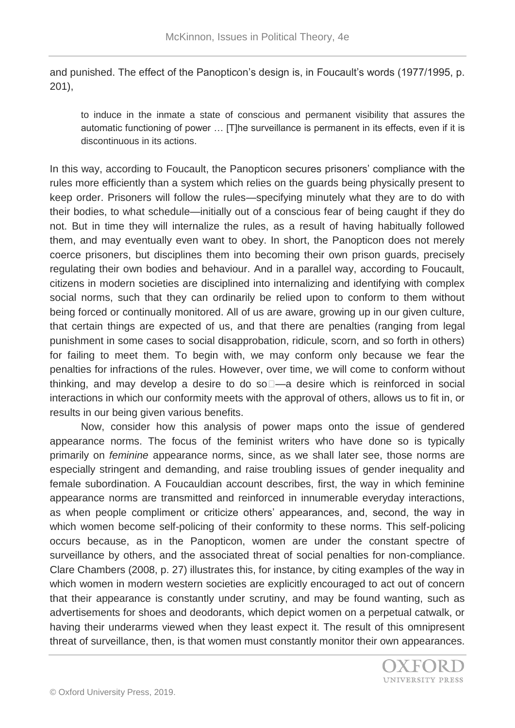and punished. The effect of the Panopticon's design is, in Foucault's words (1977/1995, p. 201),

> to induce in the inmate a state of conscious and permanent visibility that assures the automatic functioning of power … [T]he surveillance is permanent in its effects, even if it is discontinuous in its actions.

In this way, according to Foucault, the Panopticon secures prisoners' compliance with the rules more efficiently than a system which relies on the guards being physically present to keep order. Prisoners will follow the rules—specifying minutely what they are to do with their bodies, to what schedule—initially out of a conscious fear of being caught if they do not. But in time they will internalize the rules, as a result of having habitually followed them, and may eventually even want to obey. In short, the Panopticon does not merely coerce prisoners, but disciplines them into becoming their own prison guards, precisely regulating their own bodies and behaviour. And in a parallel way, according to Foucault, citizens in modern societies are disciplined into internalizing and identifying with complex social norms, such that they can ordinarily be relied upon to conform to them without being forced or continually monitored. All of us are aware, growing up in our given culture, that certain things are expected of us, and that there are penalties (ranging from legal punishment in some cases to social disapprobation, ridicule, scorn, and so forth in others) for failing to meet them. To begin with, we may conform only because we fear the penalties for infractions of the rules. However, over time, we will come to conform without thinking, and may develop a desire to do so—a desire which is reinforced in social interactions in which our conformity meets with the approval of others, allows us to fit in, or results in our being given various benefits.

Now, consider how this analysis of power maps onto the issue of gendered appearance norms. The focus of the feminist writers who have done so is typically primarily on *feminine* appearance norms, since, as we shall later see, those norms are especially stringent and demanding, and raise troubling issues of gender inequality and female subordination. A Foucauldian account describes, first, the way in which feminine appearance norms are transmitted and reinforced in innumerable everyday interactions, as when people compliment or criticize others' appearances, and, second, the way in which women become self-policing of their conformity to these norms. This self-policing occurs because, as in the Panopticon, women are under the constant spectre of surveillance by others, and the associated threat of social penalties for non-compliance. Clare Chambers (2008, p. 27) illustrates this, for instance, by citing examples of the way in which women in modern western societies are explicitly encouraged to act out of concern that their appearance is constantly under scrutiny, and may be found wanting, such as advertisements for shoes and deodorants, which depict women on a perpetual catwalk, or having their underarms viewed when they least expect it. The result of this omnipresent threat of surveillance, then, is that women must constantly monitor their own appearances.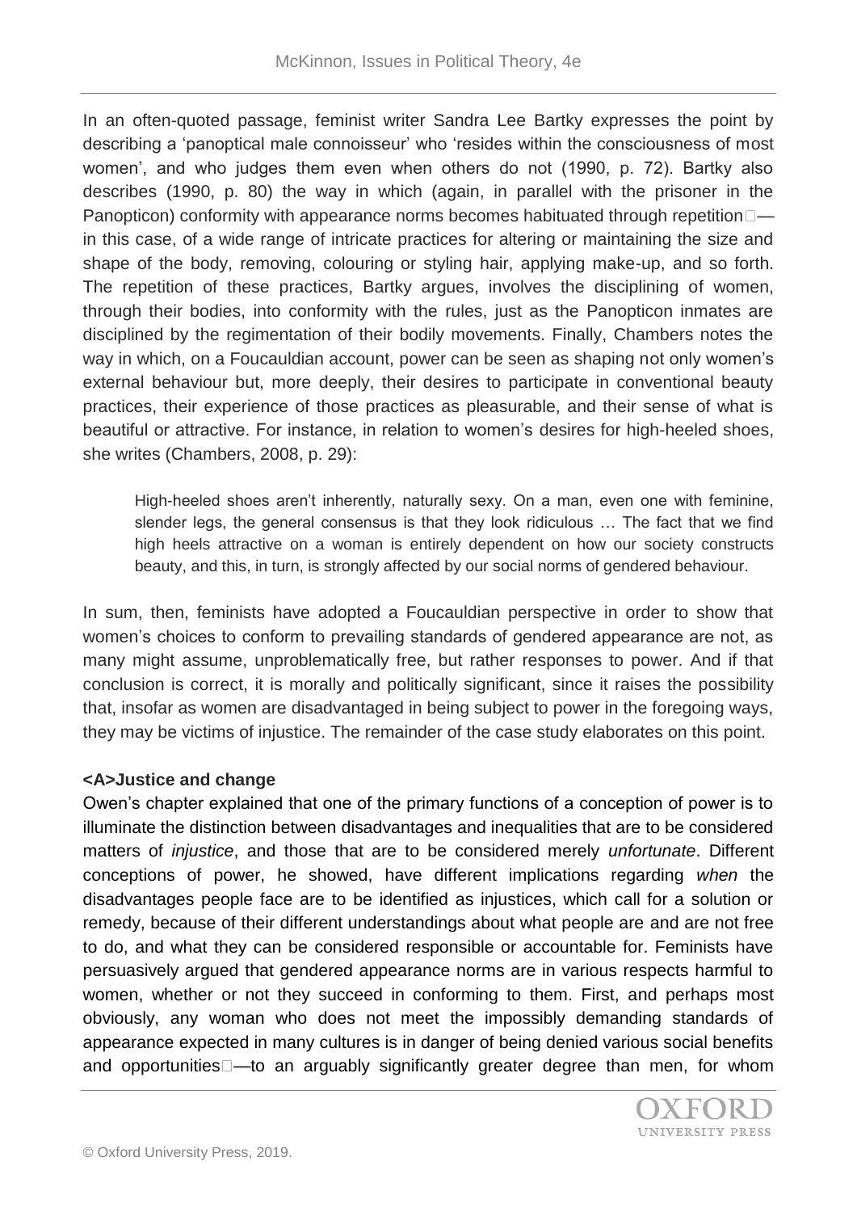In an often-quoted passage, feminist writer Sandra Lee Bartky expresses the point by describing a 'panoptical male connoisseur' who 'resides within the consciousness of most women', and who judges them even when others do not (1990, p. 72). Bartky also describes (1990, p. 80) the way in which (again, in parallel with the prisoner in the Panopticon) conformity with appearance norms becomes habituated through repetition—in this case, of a wide range of intricate practices for altering or maintaining the size and shape of the body, removing, colouring or styling hair, applying make-up, and so forth. The repetition of these practices, Bartky argues, involves the disciplining of women, through their bodies, into conformity with the rules, just as the Panopticon inmates are disciplined by the regimentation of their bodily movements. Finally, Chambers notes the way in which, on a Foucauldian account, power can be seen as shaping not only women's external behaviour but, more deeply, their desires to participate in conventional beauty practices, their experience of those practices as pleasurable, and their sense of what is beautiful or attractive. For instance, in relation to women's desires for high-heeled shoes, she writes (Chambers, 2008, p. 29):

> High-heeled shoes aren't inherently, naturally sexy. On a man, even one with feminine, slender legs, the general consensus is that they look ridiculous … The fact that we find high heels attractive on a woman is entirely dependent on how our society constructs beauty, and this, in turn, is strongly affected by our social norms of gendered behaviour.

In sum, then, feminists have adopted a Foucauldian perspective in order to show that women's choices to conform to prevailing standards of gendered appearance are not, as many might assume, unproblematically free, but rather responses to power. And if that conclusion is correct, it is morally and politically significant, since it raises the possibility that, insofar as women are disadvantaged in being subject to power in the foregoing ways, they may be victims of injustice. The remainder of the case study elaborates on this point.

## <A>Justice and change

Owen's chapter explained that one of the primary functions of a conception of power is to illuminate the distinction between disadvantages and inequalities that are to be considered matters of *injustice*, and those that are to be considered merely *unfortunate*. Different conceptions of power, he showed, have different implications regarding *when* the disadvantages people face are to be identified as injustices, which call for a solution or remedy, because of their different understandings about what people are and are not free to do, and what they can be considered responsible or accountable for. Feminists have persuasively argued that gendered appearance norms are in various respects harmful to women, whether or not they succeed in conforming to them. First, and perhaps most obviously, any woman who does not meet the impossibly demanding standards of appearance expected in many cultures is in danger of being denied various social benefits and opportunities—to an arguably significantly greater degree than men, for whom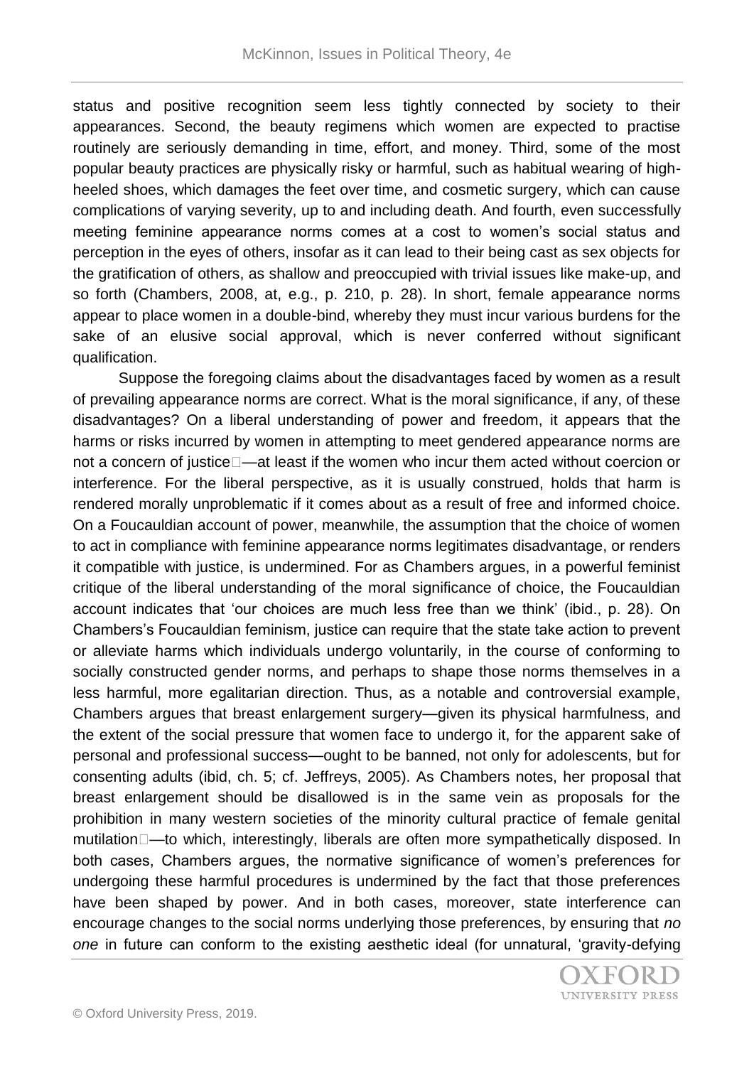status and positive recognition seem less tightly connected by society to their appearances. Second, the beauty regimens which women are expected to practise routinely are seriously demanding in time, effort, and money. Third, some of the most popular beauty practices are physically risky or harmful, such as habitual wearing of high-heeled shoes, which damages the feet over time, and cosmetic surgery, which can cause complications of varying severity, up to and including death. And fourth, even successfully meeting feminine appearance norms comes at a cost to women's social status and perception in the eyes of others, insofar as it can lead to their being cast as sex objects for the gratification of others, as shallow and preoccupied with trivial issues like make-up, and so forth (Chambers, 2008, at, e.g., p. 210, p. 28). In short, female appearance norms appear to place women in a double-bind, whereby they must incur various burdens for the sake of an elusive social approval, which is never conferred without significant qualification.

Suppose the foregoing claims about the disadvantages faced by women as a result of prevailing appearance norms are correct. What is the moral significance, if any, of these disadvantages? On a liberal understanding of power and freedom, it appears that the harms or risks incurred by women in attempting to meet gendered appearance norms are not a concern of justice—at least if the women who incur them acted without coercion or interference. For the liberal perspective, as it is usually construed, holds that harm is rendered morally unproblematic if it comes about as a result of free and informed choice. On a Foucauldian account of power, meanwhile, the assumption that the choice of women to act in compliance with feminine appearance norms legitimates disadvantage, or renders it compatible with justice, is undermined. For as Chambers argues, in a powerful feminist critique of the liberal understanding of the moral significance of choice, the Foucauldian account indicates that 'our choices are much less free than we think' (ibid., p. 28). On Chambers's Foucauldian feminism, justice can require that the state take action to prevent or alleviate harms which individuals undergo voluntarily, in the course of conforming to socially constructed gender norms, and perhaps to shape those norms themselves in a less harmful, more egalitarian direction. Thus, as a notable and controversial example, Chambers argues that breast enlargement surgery—given its physical harmfulness, and the extent of the social pressure that women face to undergo it, for the apparent sake of personal and professional success—ought to be banned, not only for adolescents, but for consenting adults (ibid, ch. 5; cf. Jeffreys, 2005). As Chambers notes, her proposal that breast enlargement should be disallowed is in the same vein as proposals for the prohibition in many western societies of the minority cultural practice of female genital mutilation—to which, interestingly, liberals are often more sympathetically disposed. In both cases, Chambers argues, the normative significance of women's preferences for undergoing these harmful procedures is undermined by the fact that those preferences have been shaped by power. And in both cases, moreover, state interference can encourage changes to the social norms underlying those preferences, by ensuring that *no one* in future can conform to the existing aesthetic ideal (for unnatural, 'gravity-defying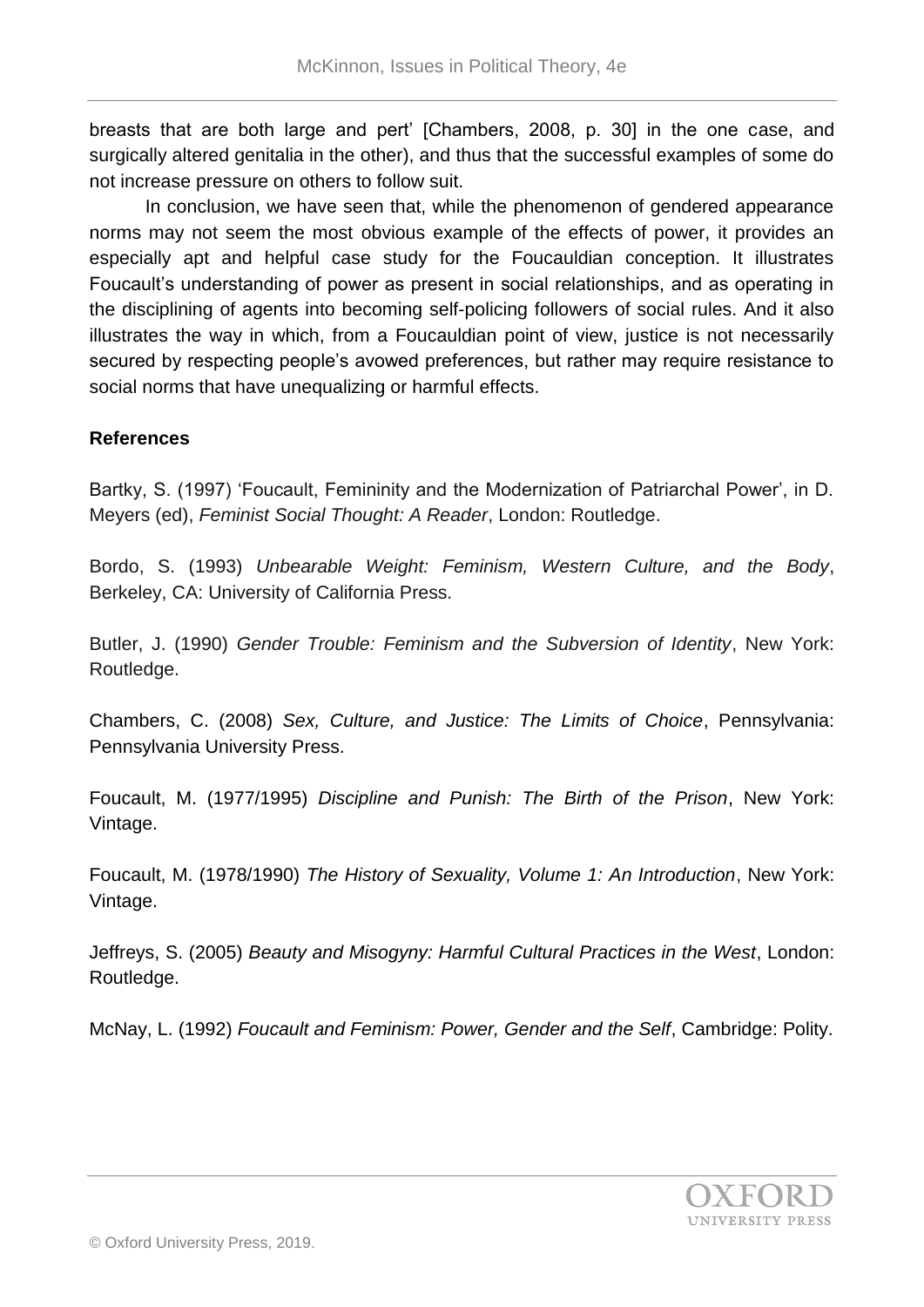breasts that are both large and pert' [Chambers, 2008, p. 30] in the one case, and surgically altered genitalia in the other), and thus that the successful examples of some do not increase pressure on others to follow suit.

In conclusion, we have seen that, while the phenomenon of gendered appearance norms may not seem the most obvious example of the effects of power, it provides an especially apt and helpful case study for the Foucauldian conception. It illustrates Foucault's understanding of power as present in social relationships, and as operating in the disciplining of agents into becoming self-policing followers of social rules. And it also illustrates the way in which, from a Foucauldian point of view, justice is not necessarily secured by respecting people's avowed preferences, but rather may require resistance to social norms that have unequalizing or harmful effects.

**References**

Bartky, S. (1997) 'Foucault, Femininity and the Modernization of Patriarchal Power', in D. Meyers (ed), *Feminist Social Thought: A Reader*, London: Routledge.

Bordo, S. (1993) *Unbearable Weight: Feminism, Western Culture, and the Body*, Berkeley, CA: University of California Press.

Butler, J. (1990) *Gender Trouble: Feminism and the Subversion of Identity*, New York: Routledge.

Chambers, C. (2008) *Sex, Culture, and Justice: The Limits of Choice*, Pennsylvania: Pennsylvania University Press.

Foucault, M. (1977/1995) *Discipline and Punish: The Birth of the Prison*, New York: Vintage.

Foucault, M. (1978/1990) *The History of Sexuality, Volume 1: An Introduction*, New York: Vintage.

Jeffreys, S. (2005) *Beauty and Misogyny: Harmful Cultural Practices in the West*, London: Routledge.

McNay, L. (1992) *Foucault and Feminism: Power, Gender and the Self*, Cambridge: Polity.